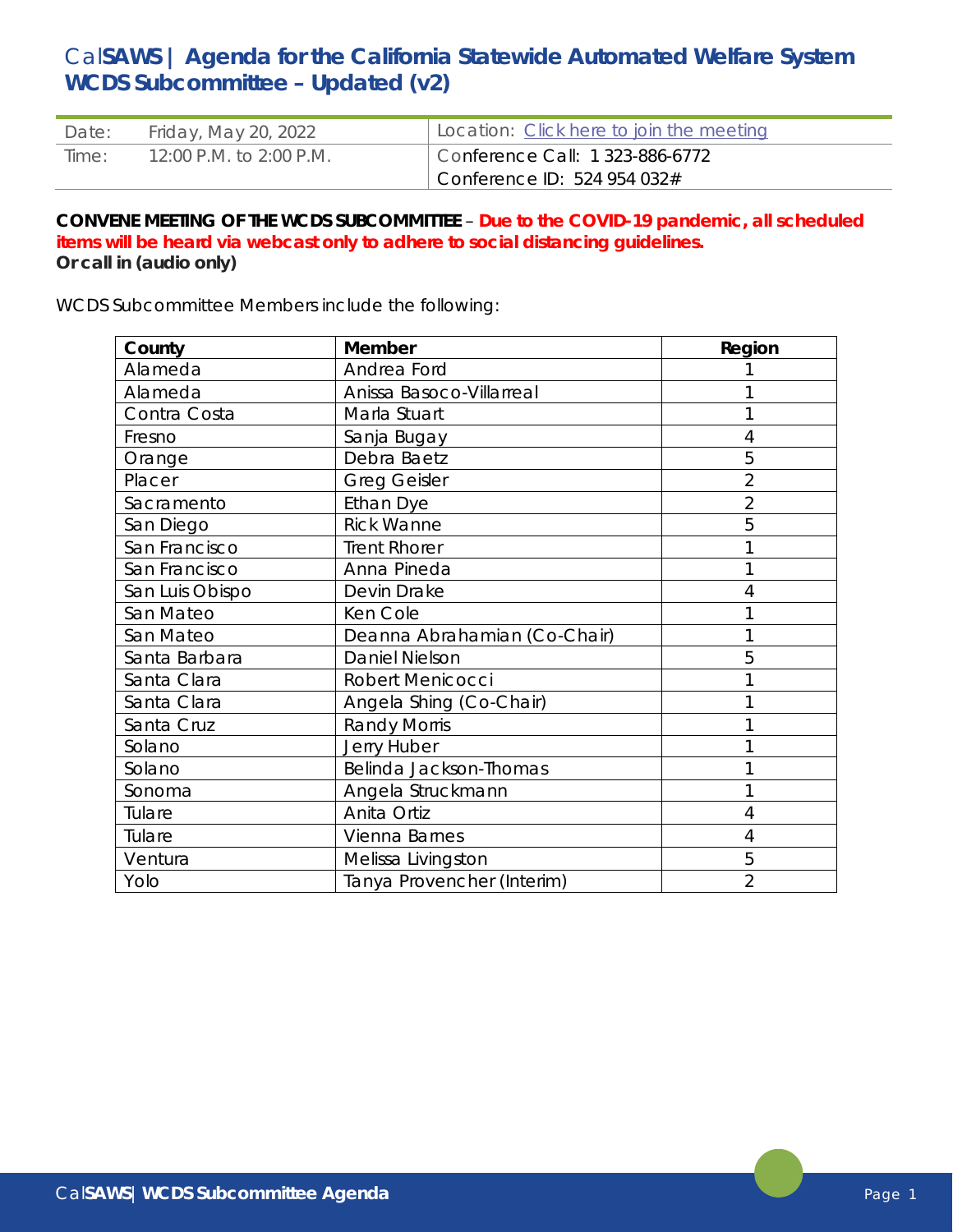# CalSAWS | Agenda for the California Statewide Automated Welfare System WCDS Subcommittee – Updated (v2)

| Date: | Friday, May 20, 2022 | Location: [Click here to join the meeting]() |
|---|---|---|
| Time: | 12:00 P.M. to 2:00 P.M. | Conference Call: 1 323-886-6772<br>Conference ID: 524 954 032# |

**CONVENE MEETING OF THE WCDS SUBCOMMITTEE** – **Due to the COVID-19 pandemic, all scheduled items will be heard via webcast only to adhere to social distancing guidelines.**
**Or call in (audio only)**

WCDS Subcommittee Members include the following:

| County | Member | Region |
|---|---|---|
| Alameda | Andrea Ford | 1 |
| Alameda | Anissa Basoco-Villarreal | 1 |
| Contra Costa | Marla Stuart | 1 |
| Fresno | Sanja Bugay | 4 |
| Orange | Debra Baetz | 5 |
| Placer | Greg Geisler | 2 |
| Sacramento | Ethan Dye | 2 |
| San Diego | Rick Wanne | 5 |
| San Francisco | Trent Rhorer | 1 |
| San Francisco | Anna Pineda | 1 |
| San Luis Obispo | Devin Drake | 4 |
| San Mateo | Ken Cole | 1 |
| San Mateo | Deanna Abrahamian (Co-Chair) | 1 |
| Santa Barbara | Daniel Nielson | 5 |
| Santa Clara | Robert Menicocci | 1 |
| Santa Clara | Angela Shing (Co-Chair) | 1 |
| Santa Cruz | Randy Morris | 1 |
| Solano | Jerry Huber | 1 |
| Solano | Belinda Jackson-Thomas | 1 |
| Sonoma | Angela Struckmann | 1 |
| Tulare | Anita Ortiz | 4 |
| Tulare | Vienna Barnes | 4 |
| Ventura | Melissa Livingston | 5 |
| Yolo | Tanya Provencher (Interim) | 2 |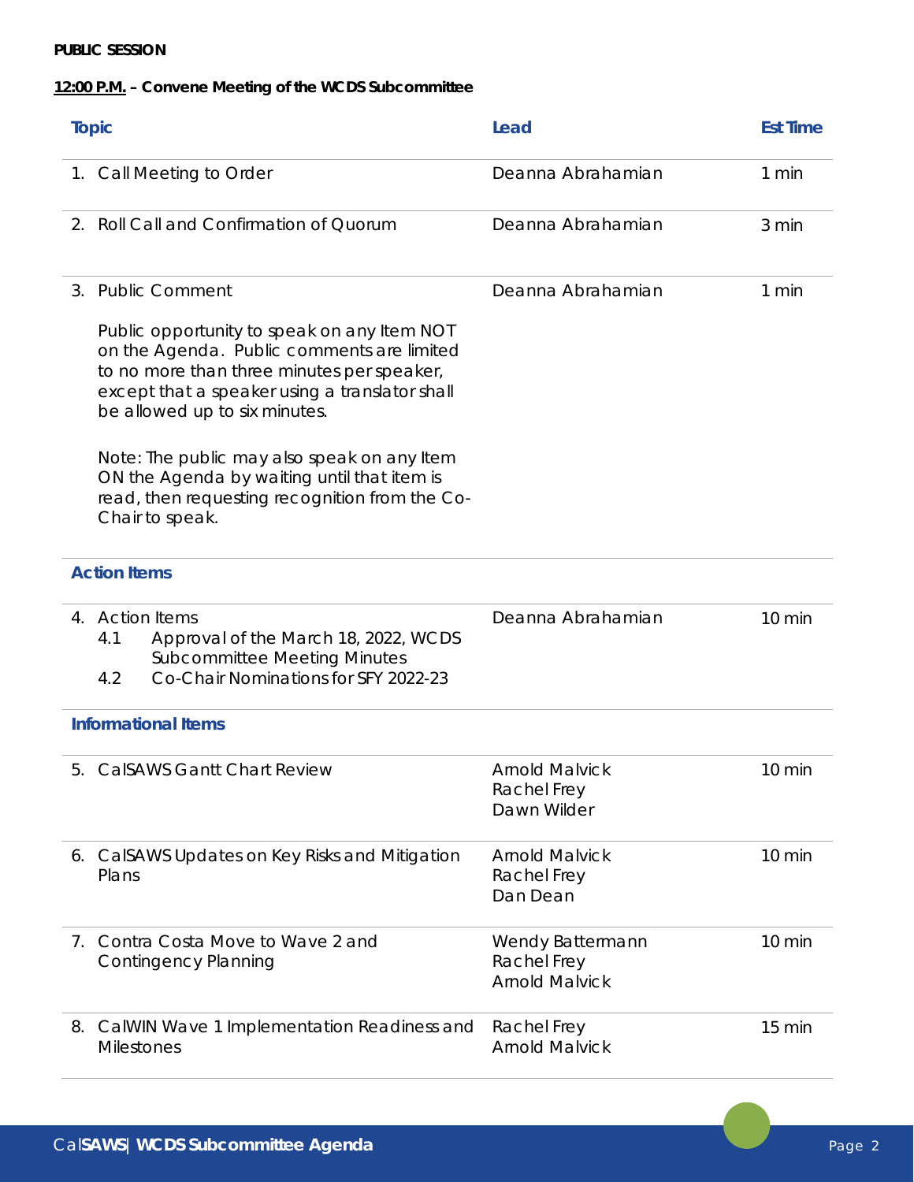**PUBLIC SESSION**

**12:00 P.M. – Convene Meeting of the WCDS Subcommittee**

| Topic | Lead | Est Time |
|---|---|---|
| 1. Call Meeting to Order | Deanna Abrahamian | 1 min |
| 2. Roll Call and Confirmation of Quorum | Deanna Abrahamian | 3 min |
| 3. Public Comment<br><br>Public opportunity to speak on any Item NOT on the Agenda. Public comments are limited to no more than three minutes per speaker, except that a speaker using a translator shall be allowed up to six minutes.<br><br>Note: The public may also speak on any Item ON the Agenda by waiting until that item is read, then requesting recognition from the Co-Chair to speak. | Deanna Abrahamian | 1 min |
| **Action Items** | | |
| 4. Action Items<br>4.1 Approval of the March 18, 2022, WCDS Subcommittee Meeting Minutes<br>4.2 Co-Chair Nominations for SFY 2022-23 | Deanna Abrahamian | 10 min |
| **Informational Items** | | |
| 5. CalSAWS Gantt Chart Review | Arnold Malvick<br>Rachel Frey<br>Dawn Wilder | 10 min |
| 6. CalSAWS Updates on Key Risks and Mitigation Plans | Arnold Malvick<br>Rachel Frey<br>Dan Dean | 10 min |
| 7. Contra Costa Move to Wave 2 and Contingency Planning | Wendy Battermann<br>Rachel Frey<br>Arnold Malvick | 10 min |
| 8. CalWIN Wave 1 Implementation Readiness and Milestones | Rachel Frey<br>Arnold Malvick | 15 min |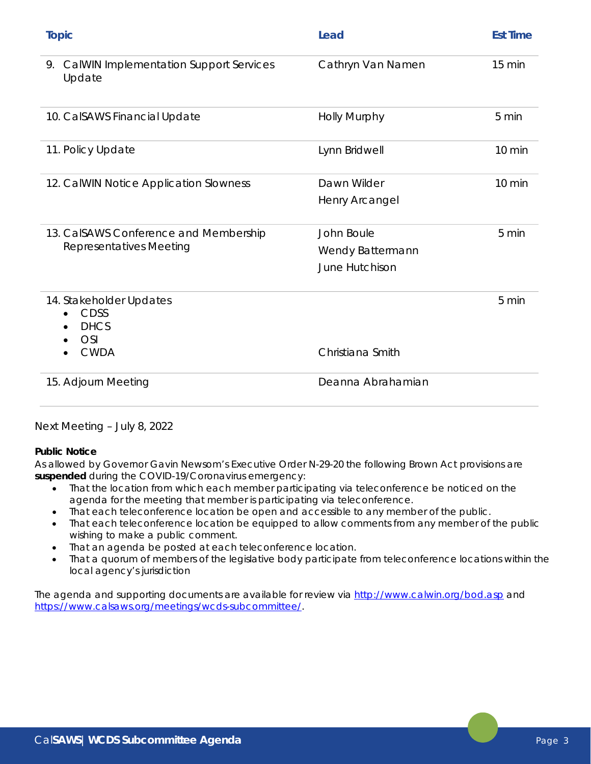| Topic | Lead | Est Time |
|---|---|---|
| 9. CalWIN Implementation Support Services Update | Cathryn Van Namen | 15 min |
| 10. CalSAWS Financial Update | Holly Murphy | 5 min |
| 11. Policy Update | Lynn Bridwell | 10 min |
| 12. CalWIN Notice Application Slowness | Dawn Wilder<br>Henry Arcangel | 10 min |
| 13. CalSAWS Conference and Membership Representatives Meeting | John Boule<br>Wendy Battermann<br>June Hutchison | 5 min |
| 14. Stakeholder Updates<br>• CDSS<br>• DHCS<br>• OSI<br>• CWDA | <br><br><br><br>Christiana Smith | 5 min |
| 15. Adjourn Meeting | Deanna Abrahamian | |

Next Meeting – July 8, 2022

**Public Notice**

As allowed by Governor Gavin Newsom's Executive Order N-29-20 the following Brown Act provisions are **suspended** during the COVID-19/Coronavirus emergency:

- That the location from which each member participating via teleconference be noticed on the agenda for the meeting that member is participating via teleconference.
- That each teleconference location be open and accessible to any member of the public.
- That each teleconference location be equipped to allow comments from any member of the public wishing to make a public comment.
- That an agenda be posted at each teleconference location.
- That a quorum of members of the legislative body participate from teleconference locations within the local agency's jurisdiction

The agenda and supporting documents are available for review via http://www.calwin.org/bod.asp and https://www.calsaws.org/meetings/wcds-subcommittee/.